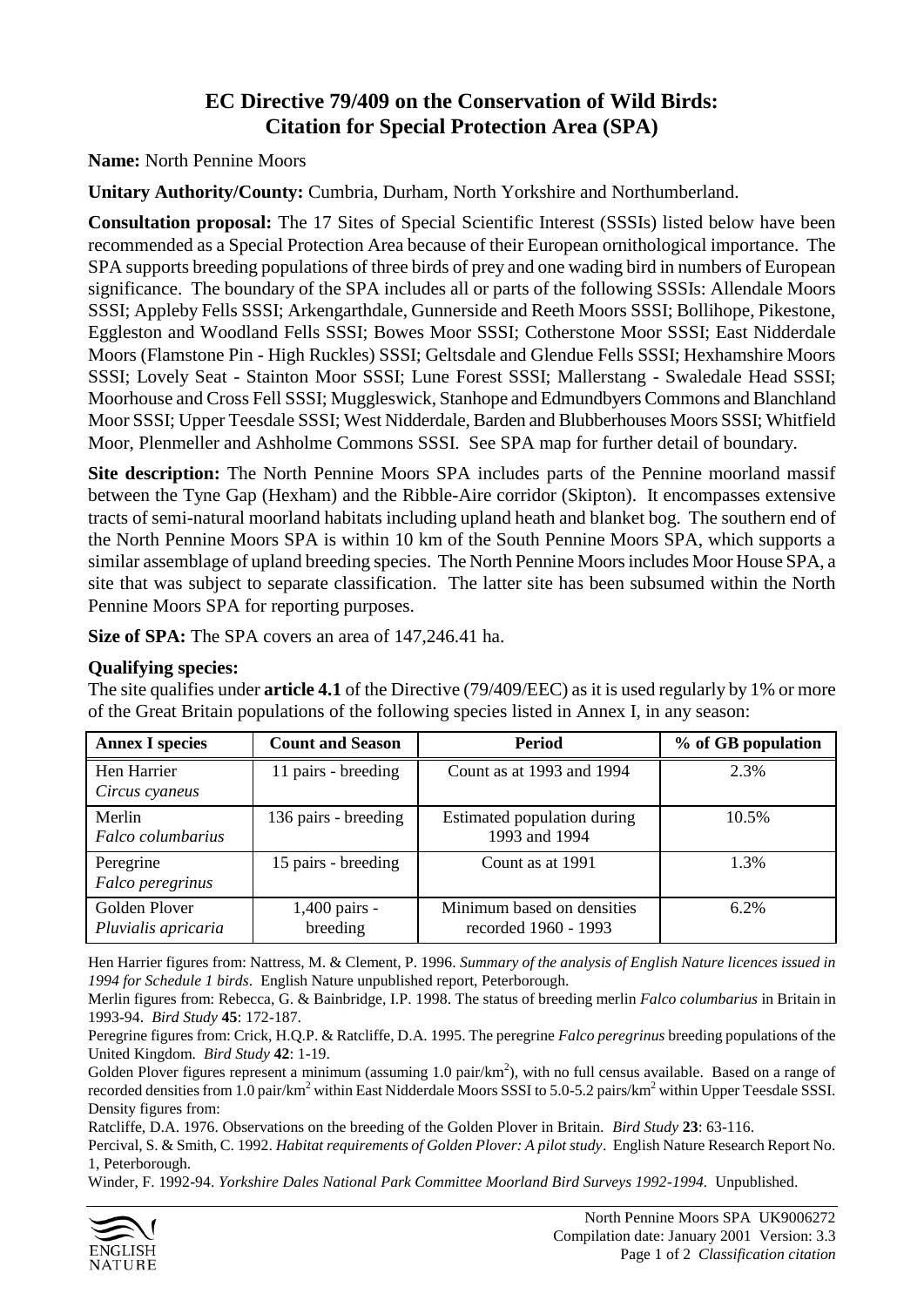# EC Directive 79/409 on the Conservation of Wild Birds: Citation for Special Protection Area (SPA)

**Name:** North Pennine Moors

**Unitary Authority/County:** Cumbria, Durham, North Yorkshire and Northumberland.

**Consultation proposal:** The 17 Sites of Special Scientific Interest (SSSIs) listed below have been recommended as a Special Protection Area because of their European ornithological importance. The SPA supports breeding populations of three birds of prey and one wading bird in numbers of European significance. The boundary of the SPA includes all or parts of the following SSSIs: Allendale Moors SSSI; Appleby Fells SSSI; Arkengarthdale, Gunnerside and Reeth Moors SSSI; Bollihope, Pikestone, Eggleston and Woodland Fells SSSI; Bowes Moor SSSI; Cotherstone Moor SSSI; East Nidderdale Moors (Flamstone Pin - High Ruckles) SSSI; Geltsdale and Glendue Fells SSSI; Hexhamshire Moors SSSI; Lovely Seat - Stainton Moor SSSI; Lune Forest SSSI; Mallerstang - Swaledale Head SSSI; Moorhouse and Cross Fell SSSI; Muggleswick, Stanhope and Edmundbyers Commons and Blanchland Moor SSSI; Upper Teesdale SSSI; West Nidderdale, Barden and Blubberhouses Moors SSSI; Whitfield Moor, Plenmeller and Ashholme Commons SSSI. See SPA map for further detail of boundary.

**Site description:** The North Pennine Moors SPA includes parts of the Pennine moorland massif between the Tyne Gap (Hexham) and the Ribble-Aire corridor (Skipton). It encompasses extensive tracts of semi-natural moorland habitats including upland heath and blanket bog. The southern end of the North Pennine Moors SPA is within 10 km of the South Pennine Moors SPA, which supports a similar assemblage of upland breeding species. The North Pennine Moors includes Moor House SPA, a site that was subject to separate classification. The latter site has been subsumed within the North Pennine Moors SPA for reporting purposes.

**Size of SPA:** The SPA covers an area of 147,246.41 ha.

**Qualifying species:**

The site qualifies under **article 4.1** of the Directive (79/409/EEC) as it is used regularly by 1% or more of the Great Britain populations of the following species listed in Annex I, in any season:

| Annex I species | Count and Season | Period | % of GB population |
|---|---|---|---|
| Hen Harrier *Circus cyaneus* | 11 pairs - breeding | Count as at 1993 and 1994 | 2.3% |
| Merlin *Falco columbarius* | 136 pairs - breeding | Estimated population during 1993 and 1994 | 10.5% |
| Peregrine *Falco peregrinus* | 15 pairs - breeding | Count as at 1991 | 1.3% |
| Golden Plover *Pluvialis apricaria* | 1,400 pairs - breeding | Minimum based on densities recorded 1960 - 1993 | 6.2% |

Hen Harrier figures from: Nattress, M. & Clement, P. 1996. *Summary of the analysis of English Nature licences issued in 1994 for Schedule 1 birds*. English Nature unpublished report, Peterborough.

Merlin figures from: Rebecca, G. & Bainbridge, I.P. 1998. The status of breeding merlin *Falco columbarius* in Britain in 1993-94. *Bird Study* **45**: 172-187.

Peregrine figures from: Crick, H.Q.P. & Ratcliffe, D.A. 1995. The peregrine *Falco peregrinus* breeding populations of the United Kingdom. *Bird Study* **42**: 1-19.

Golden Plover figures represent a minimum (assuming 1.0 pair/km$^2$), with no full census available. Based on a range of recorded densities from 1.0 pair/km$^2$ within East Nidderdale Moors SSSI to 5.0-5.2 pairs/km$^2$ within Upper Teesdale SSSI. Density figures from:

Ratcliffe, D.A. 1976. Observations on the breeding of the Golden Plover in Britain. *Bird Study* **23**: 63-116.

Percival, S. & Smith, C. 1992. *Habitat requirements of Golden Plover: A pilot study*. English Nature Research Report No. 1, Peterborough.

Winder, F. 1992-94. *Yorkshire Dales National Park Committee Moorland Bird Surveys 1992-1994.* Unpublished.

North Pennine Moors SPA UK9006272
Compilation date: January 2001 Version: 3.3
*Classification citation*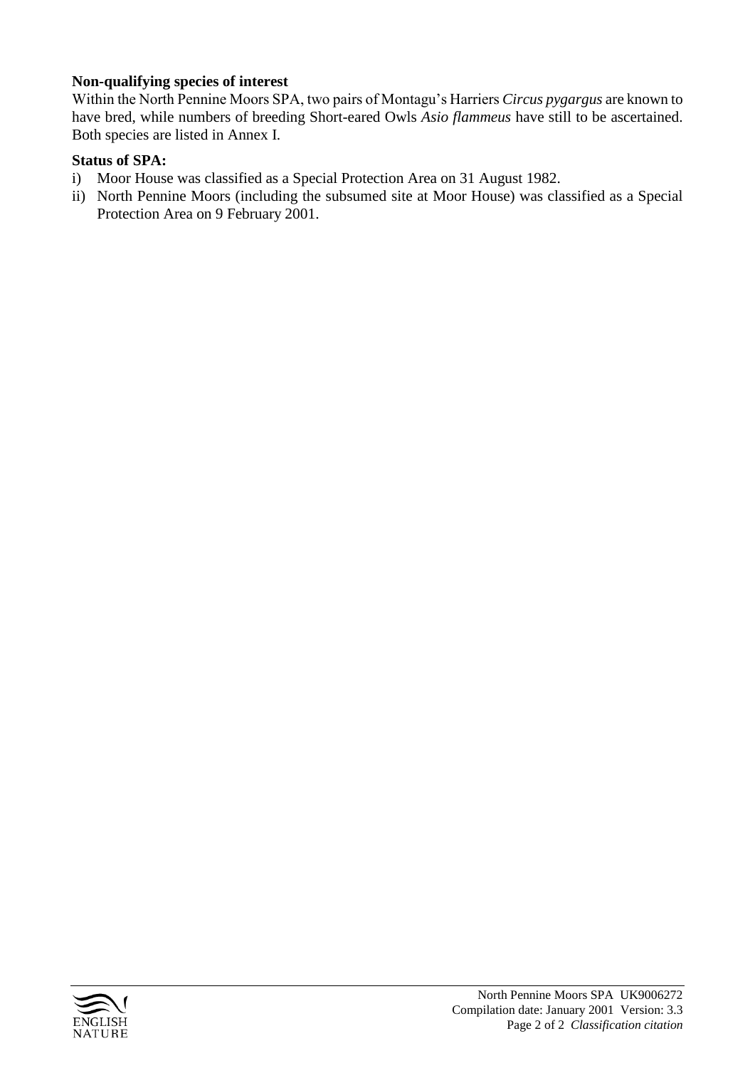**Non-qualifying species of interest**

Within the North Pennine Moors SPA, two pairs of Montagu's Harriers *Circus pygargus* are known to have bred, while numbers of breeding Short-eared Owls *Asio flammeus* have still to be ascertained. Both species are listed in Annex I.

**Status of SPA:**

i) Moor House was classified as a Special Protection Area on 31 August 1982.

ii) North Pennine Moors (including the subsumed site at Moor House) was classified as a Special Protection Area on 9 February 2001.